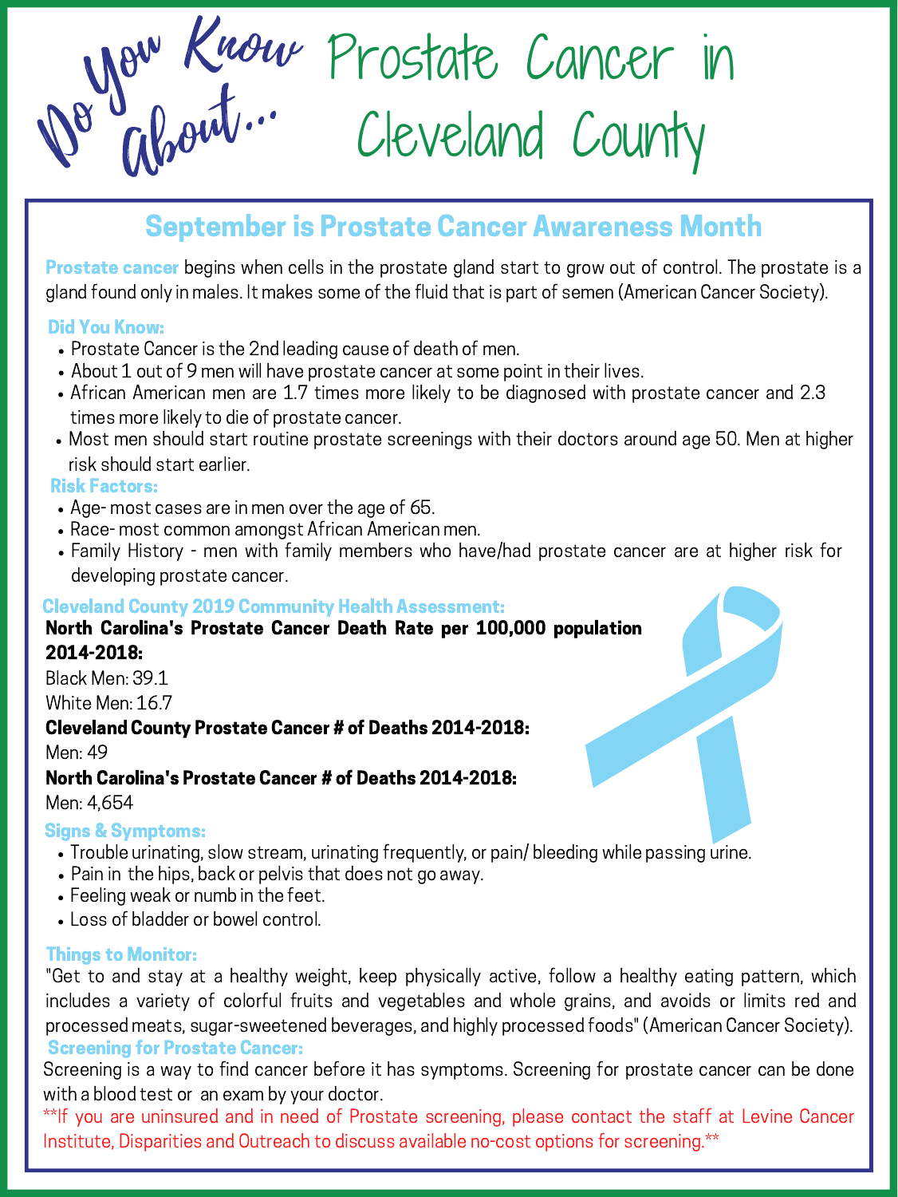# Do You Know About... Prostate Cancer in Cleveland County

## September is Prostate Cancer Awareness Month

**Prostate cancer** begins when cells in the prostate gland start to grow out of control. The prostate is a gland found only in males. It makes some of the fluid that is part of semen (American Cancer Society).

### Did You Know:

- Prostate Cancer is the 2nd leading cause of death of men.
- About 1 out of 9 men will have prostate cancer at some point in their lives.
- African American men are 1.7 times more likely to be diagnosed with prostate cancer and 2.3 times more likely to die of prostate cancer.
- Most men should start routine prostate screenings with their doctors around age 50. Men at higher risk should start earlier.

### Risk Factors:

- Age- most cases are in men over the age of 65.
- Race- most common amongst African American men.
- Family History - men with family members who have/had prostate cancer are at higher risk for developing prostate cancer.

### Cleveland County 2019 Community Health Assessment:

**North Carolina's Prostate Cancer Death Rate per 100,000 population 2014-2018:**

Black Men: 39.1

White Men: 16.7

**Cleveland County Prostate Cancer # of Deaths 2014-2018:**

Men: 49

**North Carolina's Prostate Cancer # of Deaths 2014-2018:**

Men: 4,654

### Signs & Symptoms:

- Trouble urinating, slow stream, urinating frequently, or pain/ bleeding while passing urine.
- Pain in the hips, back or pelvis that does not go away.
- Feeling weak or numb in the feet.
- Loss of bladder or bowel control.

### Things to Monitor:

"Get to and stay at a healthy weight, keep physically active, follow a healthy eating pattern, which includes a variety of colorful fruits and vegetables and whole grains, and avoids or limits red and processed meats, sugar-sweetened beverages, and highly processed foods" (American Cancer Society).

### Screening for Prostate Cancer:

Screening is a way to find cancer before it has symptoms. Screening for prostate cancer can be done with a blood test or an exam by your doctor.

**If you are uninsured and in need of Prostate screening, please contact the staff at Levine Cancer Institute, Disparities and Outreach to discuss available no-cost options for screening.**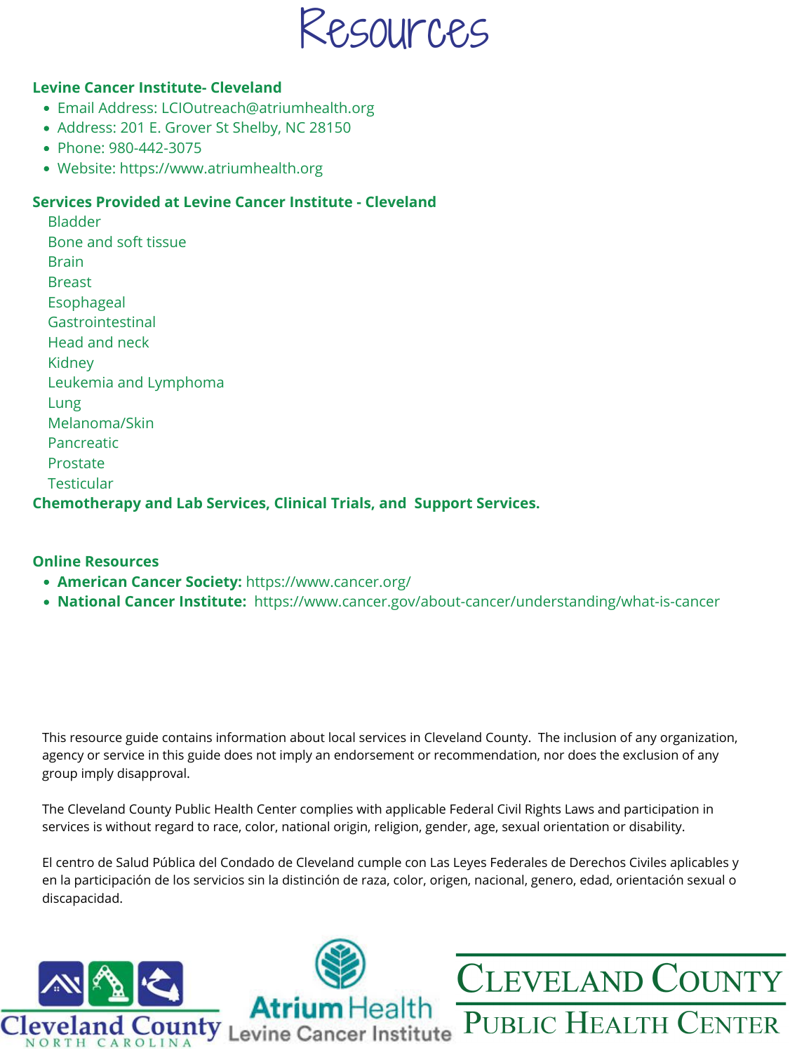# Resources

**Levine Cancer Institute- Cleveland**

- Email Address: LCIOutreach@atriumhealth.org
- Address: 201 E. Grover St Shelby, NC 28150
- Phone: 980-442-3075
- Website: https://www.atriumhealth.org

**Services Provided at Levine Cancer Institute - Cleveland**

Bladder
Bone and soft tissue
Brain
Breast
Esophageal
Gastrointestinal
Head and neck
Kidney
Leukemia and Lymphoma
Lung
Melanoma/Skin
Pancreatic
Prostate
Testicular

**Chemotherapy and Lab Services, Clinical Trials, and Support Services.**

**Online Resources**

- **American Cancer Society:** https://www.cancer.org/
- **National Cancer Institute:** https://www.cancer.gov/about-cancer/understanding/what-is-cancer

This resource guide contains information about local services in Cleveland County. The inclusion of any organization, agency or service in this guide does not imply an endorsement or recommendation, nor does the exclusion of any group imply disapproval.

The Cleveland County Public Health Center complies with applicable Federal Civil Rights Laws and participation in services is without regard to race, color, national origin, religion, gender, age, sexual orientation or disability.

El centro de Salud Pública del Condado de Cleveland cumple con Las Leyes Federales de Derechos Civiles aplicables y en la participación de los servicios sin la distinción de raza, color, origen, nacional, genero, edad, orientación sexual o discapacidad.

Cleveland County North Carolina

Atrium Health Levine Cancer Institute

Cleveland County Public Health Center